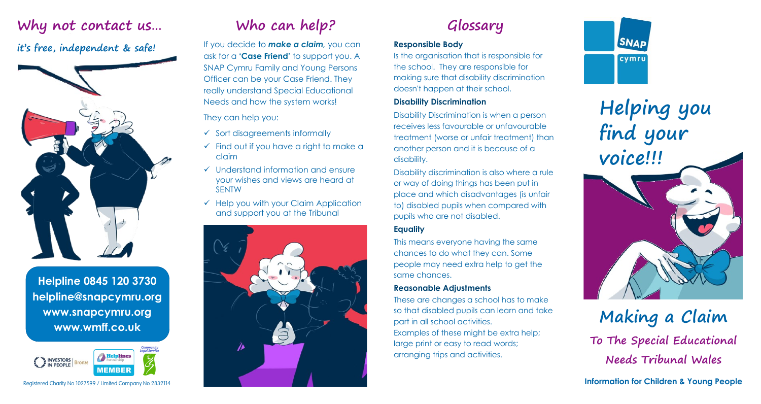## Why not contact us…

**it's free, independent & safe!**

**Helpline 0845 120 3730**
**helpline@snapcymru.org**
**www.snapcymru.org**
**www.wmff.co.uk**

INVESTORS IN PEOPLE Bronze | Helplines Partnership MEMBER | Community Legal Service

Registered Charity No 1027599 / Limited Company No 2832114

## Who can help?

If you decide to ***make a claim***, you can ask for a **'Case Friend'** to support you. A SNAP Cymru Family and Young Persons Officer can be your Case Friend. They really understand Special Educational Needs and how the system works!

They can help you:

- ✓ Sort disagreements informally
- ✓ Find out if you have a right to make a claim
- ✓ Understand information and ensure your wishes and views are heard at SENTW
- ✓ Help you with your Claim Application and support you at the Tribunal

## Glossary

**Responsible Body**

Is the organisation that is responsible for the school. They are responsible for making sure that disability discrimination doesn't happen at their school.

**Disability Discrimination**

Disability Discrimination is when a person receives less favourable or unfavourable treatment (worse or unfair treatment) than another person and it is because of a disability.

Disability discrimination is also where a rule or way of doing things has been put in place and which disadvantages (is unfair to) disabled pupils when compared with pupils who are not disabled.

**Equality**

This means everyone having the same chances to do what they can. Some people may need extra help to get the same chances.

**Reasonable Adjustments**

These are changes a school has to make so that disabled pupils can learn and take part in all school activities.
Examples of these might be extra help; large print or easy to read words; arranging trips and activities.

SNAP cymru

# Helping you find your voice!!!

# Making a Claim

## To The Special Educational Needs Tribunal Wales

**Information for Children & Young People**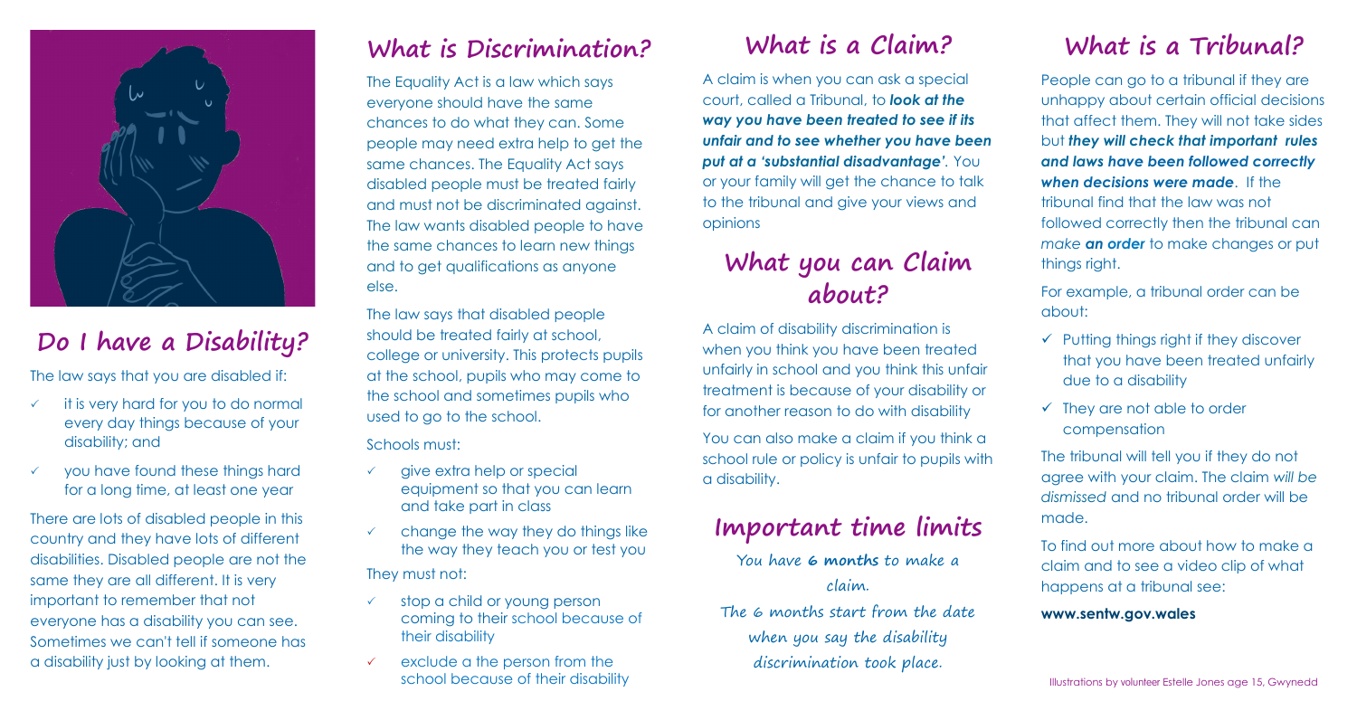## Do I have a Disability?

The law says that you are disabled if:

- ✓ it is very hard for you to do normal every day things because of your disability; and
- ✓ you have found these things hard for a long time, at least one year

There are lots of disabled people in this country and they have lots of different disabilities. Disabled people are not the same they are all different. It is very important to remember that not everyone has a disability you can see. Sometimes we can't tell if someone has a disability just by looking at them.

## What is Discrimination?

The Equality Act is a law which says everyone should have the same chances to do what they can. Some people may need extra help to get the same chances. The Equality Act says disabled people must be treated fairly and must not be discriminated against. The law wants disabled people to have the same chances to learn new things and to get qualifications as anyone else.

The law says that disabled people should be treated fairly at school, college or university. This protects pupils at the school, pupils who may come to the school and sometimes pupils who used to go to the school.

Schools must:

- ✓ give extra help or special equipment so that you can learn and take part in class
- ✓ change the way they do things like the way they teach you or test you

They must not:

- ✓ stop a child or young person coming to their school because of their disability
- ✓ exclude a the person from the school because of their disability

## What is a Claim?

A claim is when you can ask a special court, called a Tribunal, to ***look at the way you have been treated to see if its unfair and to see whether you have been put at a 'substantial disadvantage'***. You or your family will get the chance to talk to the tribunal and give your views and opinions

## What you can Claim about?

A claim of disability discrimination is when you think you have been treated unfairly in school and you think this unfair treatment is because of your disability or for another reason to do with disability

You can also make a claim if you think a school rule or policy is unfair to pupils with a disability.

## Important time limits

You have **6 months** to make a claim.

The 6 months start from the date when you say the disability discrimination took place.

## What is a Tribunal?

People can go to a tribunal if they are unhappy about certain official decisions that affect them. They will not take sides but ***they will check that important rules and laws have been followed correctly when decisions were made***. If the tribunal find that the law was not followed correctly then the tribunal can *make* ***an order*** to make changes or put things right.

For example, a tribunal order can be about:

- ✓ Putting things right if they discover that you have been treated unfairly due to a disability
- ✓ They are not able to order compensation

The tribunal will tell you if they do not agree with your claim. The claim *will be dismissed* and no tribunal order will be made.

To find out more about how to make a claim and to see a video clip of what happens at a tribunal see:

**www.sentw.gov.wales**

Illustrations by volunteer Estelle Jones age 15, Gwynedd